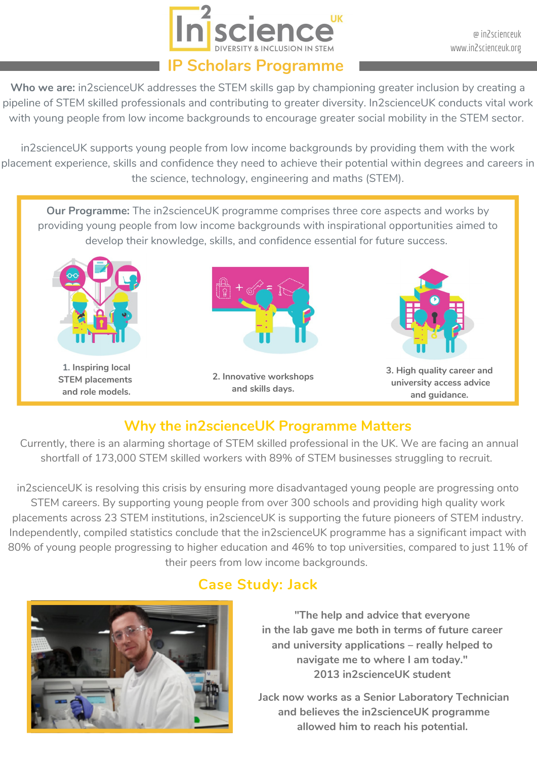# In2scienceUK

DIVERSITY & INCLUSION IN STEM

@ in2scienceuk
www.in2scienceuk.org

## IP Scholars Programme

**Who we are:** in2scienceUK addresses the STEM skills gap by championing greater inclusion by creating a pipeline of STEM skilled professionals and contributing to greater diversity. In2scienceUK conducts vital work with young people from low income backgrounds to encourage greater social mobility in the STEM sector.

in2scienceUK supports young people from low income backgrounds by providing them with the work placement experience, skills and confidence they need to achieve their potential within degrees and careers in the science, technology, engineering and maths (STEM).

**Our Programme:** The in2scienceUK programme comprises three core aspects and works by providing young people from low income backgrounds with inspirational opportunities aimed to develop their knowledge, skills, and confidence essential for future success.

1. **Inspiring local STEM placements and role models.**
2. **Innovative workshops and skills days.**
3. **High quality career and university access advice and guidance.**

## Why the in2scienceUK Programme Matters

Currently, there is an alarming shortage of STEM skilled professional in the UK. We are facing an annual shortfall of 173,000 STEM skilled workers with 89% of STEM businesses struggling to recruit.

in2scienceUK is resolving this crisis by ensuring more disadvantaged young people are progressing onto STEM careers. By supporting young people from over 300 schools and providing high quality work placements across 23 STEM institutions, in2scienceUK is supporting the future pioneers of STEM industry. Independently, compiled statistics conclude that the in2scienceUK programme has a significant impact with 80% of young people progressing to higher education and 46% to top universities, compared to just 11% of their peers from low income backgrounds.

## Case Study: Jack

**"The help and advice that everyone in the lab gave me both in terms of future career and university applications – really helped to navigate me to where I am today."**
**2013 in2scienceUK student**

**Jack now works as a Senior Laboratory Technician and believes the in2scienceUK programme allowed him to reach his potential.**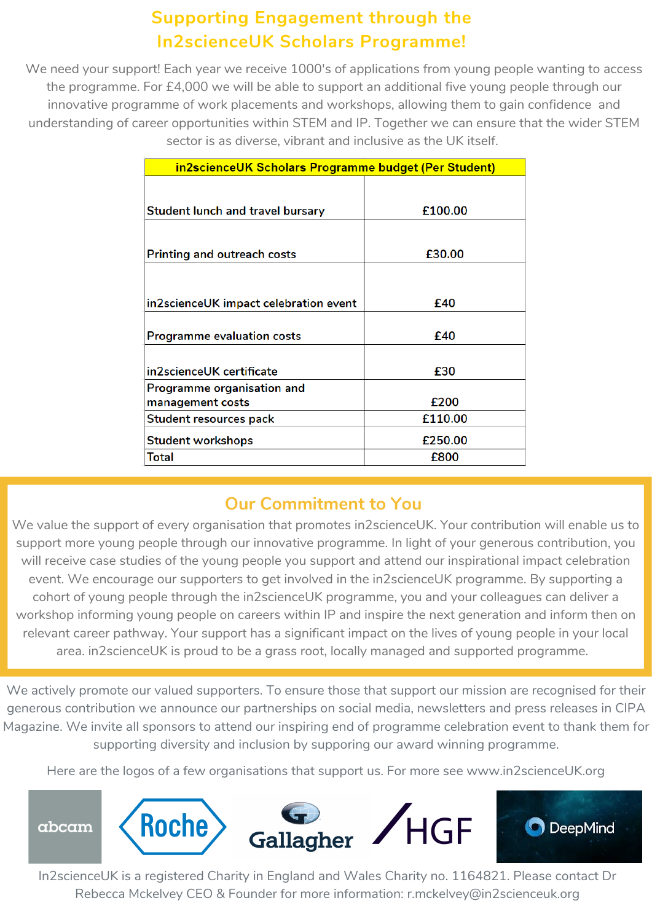# Supporting Engagement through the In2scienceUK Scholars Programme!

We need your support! Each year we receive 1000's of applications from young people wanting to access the programme. For £4,000 we will be able to support an additional five young people through our innovative programme of work placements and workshops, allowing them to gain confidence and understanding of career opportunities within STEM and IP. Together we can ensure that the wider STEM sector is as diverse, vibrant and inclusive as the UK itself.

| in2scienceUK Scholars Programme budget (Per Student) | |
|---|---|
| Student lunch and travel bursary | £100.00 |
| Printing and outreach costs | £30.00 |
| in2scienceUK impact celebration event | £40 |
| Programme evaluation costs | £40 |
| in2scienceUK certificate | £30 |
| Programme organisation and management costs | £200 |
| Student resources pack | £110.00 |
| Student workshops | £250.00 |
| Total | £800 |

## Our Commitment to You

We value the support of every organisation that promotes in2scienceUK. Your contribution will enable us to support more young people through our innovative programme. In light of your generous contribution, you will receive case studies of the young people you support and attend our inspirational impact celebration event. We encourage our supporters to get involved in the in2scienceUK programme. By supporting a cohort of young people through the in2scienceUK programme, you and your colleagues can deliver a workshop informing young people on careers within IP and inspire the next generation and inform then on relevant career pathway. Your support has a significant impact on the lives of young people in your local area. in2scienceUK is proud to be a grass root, locally managed and supported programme.

We actively promote our valued supporters. To ensure those that support our mission are recognised for their generous contribution we announce our partnerships on social media, newsletters and press releases in CIPA Magazine. We invite all sponsors to attend our inspiring end of programme celebration event to thank them for supporting diversity and inclusion by supporing our award winning programme.

Here are the logos of a few organisations that support us. For more see www.in2scienceUK.org

abcam Roche Gallagher HGF DeepMind

In2scienceUK is a registered Charity in England and Wales Charity no. 1164821. Please contact Dr Rebecca Mckelvey CEO & Founder for more information: r.mckelvey@in2scienceuk.org